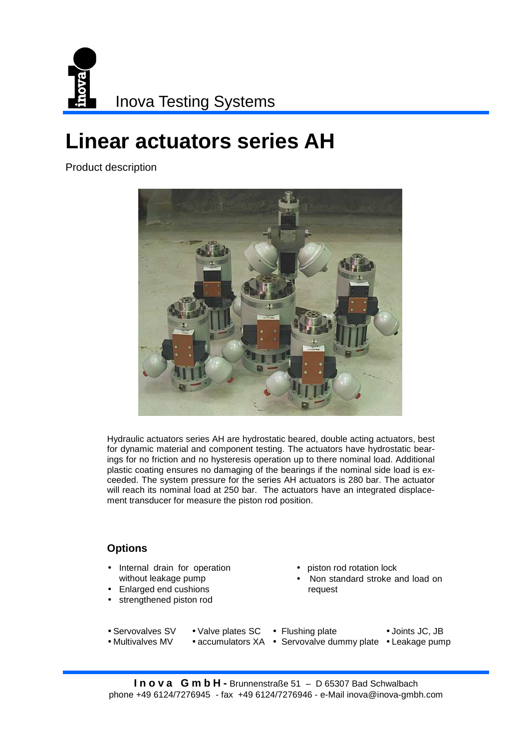Inova Testing Systems

# Linear actuators series AH

Product description

Hydraulic actuators series AH are hydrostatic beared, double acting actuators, best for dynamic material and component testing. The actuators have hydrostatic bearings for no friction and no hysteresis operation up to there nominal load. Additional plastic coating ensures no damaging of the bearings if the nominal side load is exceeded. The system pressure for the series AH actuators is 280 bar. The actuator will reach its nominal load at 250 bar. The actuators have an integrated displacement transducer for measure the piston rod position.

### Options

- Internal drain for operation without leakage pump
- Enlarged end cushions
- strengthened piston rod
- piston rod rotation lock
- Non standard stroke and load on request

- Servovalves SV
- Multivalves MV
- Valve plates SC
- accumulators XA
- Flushing plate
- Servovalve dummy plate
- Joints JC, JB
- Leakage pump

**Inova GmbH** - Brunnenstraße 51 – D 65307 Bad Schwalbach
phone +49 6124/7276945 - fax +49 6124/7276946 - e-Mail inova@inova-gmbh.com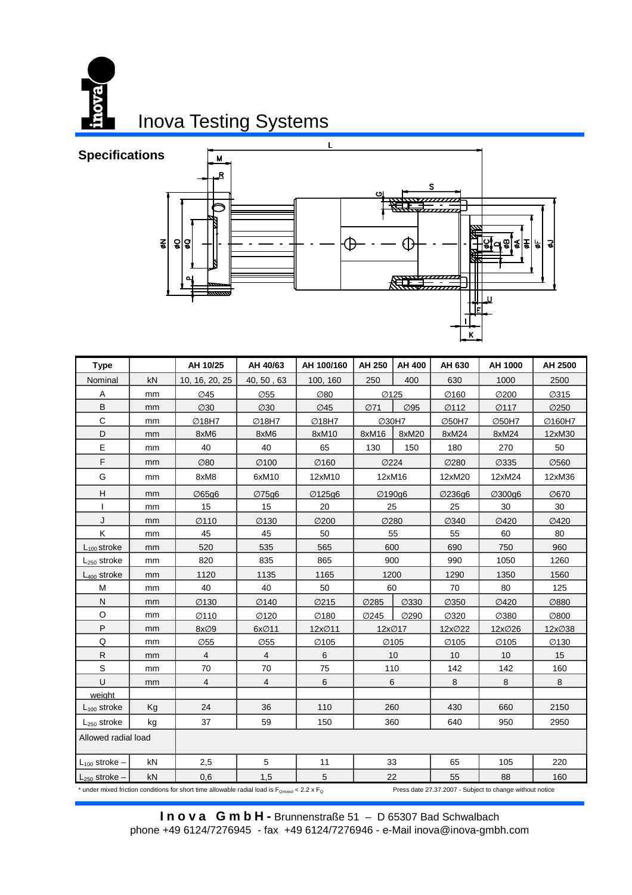# Inova Testing Systems

**Specifications**

L
M
R
S
G
øN
øO
øQ
P
øC
D
øB
øA
øH
øF
øJ
U
E
I
K

| Type | | AH 10/25 | AH 40/63 | AH 100/160 | AH 250 | AH 400 | AH 630 | AH 1000 | AH 2500 |
|---|---|---|---|---|---|---|---|---|---|
| Nominal | kN | 10, 16, 20, 25 | 40, 50 , 63 | 100, 160 | 250 | 400 | 630 | 1000 | 2500 |
| A | mm | ∅45 | ∅55 | ∅80 | ∅125 | | ∅160 | ∅200 | ∅315 |
| B | mm | ∅30 | ∅30 | ∅45 | ∅71 | ∅95 | ∅112 | ∅117 | ∅250 |
| C | mm | ∅18H7 | ∅18H7 | ∅18H7 | ∅30H7 | | ∅50H7 | ∅50H7 | ∅160H7 |
| D | mm | 8xM6 | 8xM6 | 8xM10 | 8xM16 | 8xM20 | 8xM24 | 8xM24 | 12xM30 |
| E | mm | 40 | 40 | 65 | 130 | 150 | 180 | 270 | 50 |
| F | mm | ∅80 | ∅100 | ∅160 | ∅224 | | ∅280 | ∅335 | ∅560 |
| G | mm | 8xM8 | 6xM10 | 12xM10 | 12xM16 | | 12xM20 | 12xM24 | 12xM36 |
| H | mm | ∅65g6 | ∅75g6 | ∅125g6 | ∅190g6 | | ∅236g6 | ∅300g6 | ∅670 |
| I | mm | 15 | 15 | 20 | 25 | | 25 | 30 | 30 |
| J | mm | ∅110 | ∅130 | ∅200 | ∅280 | | ∅340 | ∅420 | ∅420 |
| K | mm | 45 | 45 | 50 | 55 | | 55 | 60 | 80 |
| $L_{100}$ stroke | mm | 520 | 535 | 565 | 600 | | 690 | 750 | 960 |
| $L_{250}$ stroke | mm | 820 | 835 | 865 | 900 | | 990 | 1050 | 1260 |
| $L_{400}$ stroke | mm | 1120 | 1135 | 1165 | 1200 | | 1290 | 1350 | 1560 |
| M | mm | 40 | 40 | 50 | 60 | | 70 | 80 | 125 |
| N | mm | ∅130 | ∅140 | ∅215 | ∅285 | ∅330 | ∅350 | ∅420 | ∅880 |
| O | mm | ∅110 | ∅120 | ∅180 | ∅245 | ∅290 | ∅320 | ∅380 | ∅800 |
| P | mm | 8x∅9 | 6x∅11 | 12x∅11 | 12x∅17 | | 12x∅22 | 12x∅26 | 12x∅38 |
| Q | mm | ∅55 | ∅55 | ∅105 | ∅105 | | ∅105 | ∅105 | ∅130 |
| R | mm | 4 | 4 | 6 | 10 | | 10 | 10 | 15 |
| S | mm | 70 | 70 | 75 | 110 | | 142 | 142 | 160 |
| U | mm | 4 | 4 | 6 | 6 | | 8 | 8 | 8 |
| weight | | | | | | | | | |
| $L_{100}$ stroke | Kg | 24 | 36 | 110 | 260 | | 430 | 660 | 2150 |
| $L_{250}$ stroke | kg | 37 | 59 | 150 | 360 | | 640 | 950 | 2950 |
| Allowed radial load | | | | | | | | | |
| $L_{100}$ stroke – | kN | 2,5 | 5 | 11 | 33 | | 65 | 105 | 220 |
| $L_{250}$ stroke – | kN | 0,6 | 1,5 | 5 | 22 | | 55 | 88 | 160 |

\* under mixed friction conditions for short time allowable radial load is $F_{Qmixed} < 2.2 \times F_Q$

Press date 27.37.2007 - Subject to change without notice

**I n o v a   G m b H -** Brunnenstraße 51 – D 65307 Bad Schwalbach
phone +49 6124/7276945 - fax +49 6124/7276946 - e-Mail inova@inova-gmbh.com